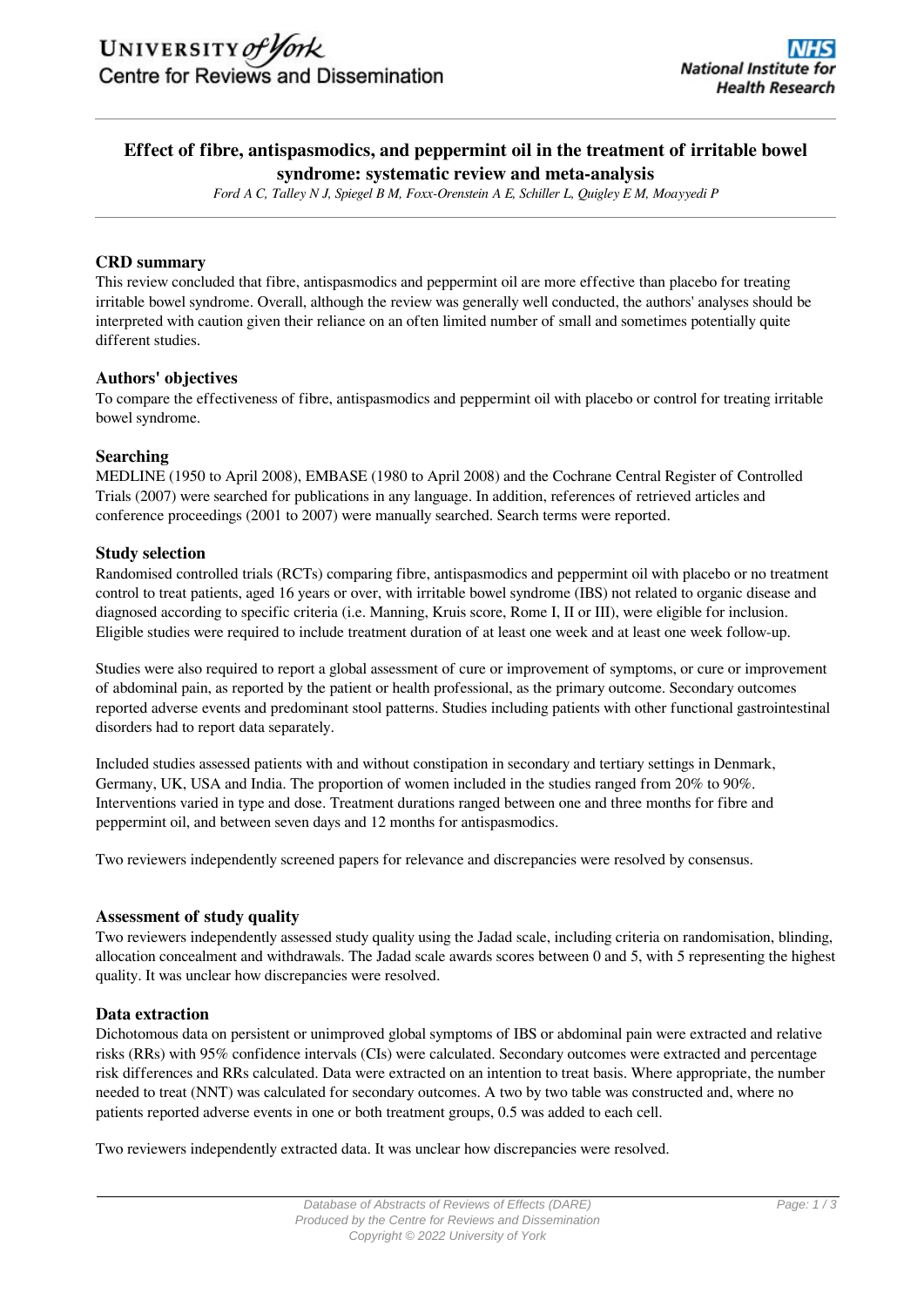# Effect of fibre, antispasmodics, and peppermint oil in the treatment of irritable bowel syndrome: systematic review and meta-analysis

*Ford A C, Talley N J, Spiegel B M, Foxx-Orenstein A E, Schiller L, Quigley E M, Moayyedi P*

## CRD summary

This review concluded that fibre, antispasmodics and peppermint oil are more effective than placebo for treating irritable bowel syndrome. Overall, although the review was generally well conducted, the authors' analyses should be interpreted with caution given their reliance on an often limited number of small and sometimes potentially quite different studies.

## Authors' objectives

To compare the effectiveness of fibre, antispasmodics and peppermint oil with placebo or control for treating irritable bowel syndrome.

## Searching

MEDLINE (1950 to April 2008), EMBASE (1980 to April 2008) and the Cochrane Central Register of Controlled Trials (2007) were searched for publications in any language. In addition, references of retrieved articles and conference proceedings (2001 to 2007) were manually searched. Search terms were reported.

## Study selection

Randomised controlled trials (RCTs) comparing fibre, antispasmodics and peppermint oil with placebo or no treatment control to treat patients, aged 16 years or over, with irritable bowel syndrome (IBS) not related to organic disease and diagnosed according to specific criteria (i.e. Manning, Kruis score, Rome I, II or III), were eligible for inclusion. Eligible studies were required to include treatment duration of at least one week and at least one week follow-up.

Studies were also required to report a global assessment of cure or improvement of symptoms, or cure or improvement of abdominal pain, as reported by the patient or health professional, as the primary outcome. Secondary outcomes reported adverse events and predominant stool patterns. Studies including patients with other functional gastrointestinal disorders had to report data separately.

Included studies assessed patients with and without constipation in secondary and tertiary settings in Denmark, Germany, UK, USA and India. The proportion of women included in the studies ranged from 20% to 90%. Interventions varied in type and dose. Treatment durations ranged between one and three months for fibre and peppermint oil, and between seven days and 12 months for antispasmodics.

Two reviewers independently screened papers for relevance and discrepancies were resolved by consensus.

## Assessment of study quality

Two reviewers independently assessed study quality using the Jadad scale, including criteria on randomisation, blinding, allocation concealment and withdrawals. The Jadad scale awards scores between 0 and 5, with 5 representing the highest quality. It was unclear how discrepancies were resolved.

## Data extraction

Dichotomous data on persistent or unimproved global symptoms of IBS or abdominal pain were extracted and relative risks (RRs) with 95% confidence intervals (CIs) were calculated. Secondary outcomes were extracted and percentage risk differences and RRs calculated. Data were extracted on an intention to treat basis. Where appropriate, the number needed to treat (NNT) was calculated for secondary outcomes. A two by two table was constructed and, where no patients reported adverse events in one or both treatment groups, 0.5 was added to each cell.

Two reviewers independently extracted data. It was unclear how discrepancies were resolved.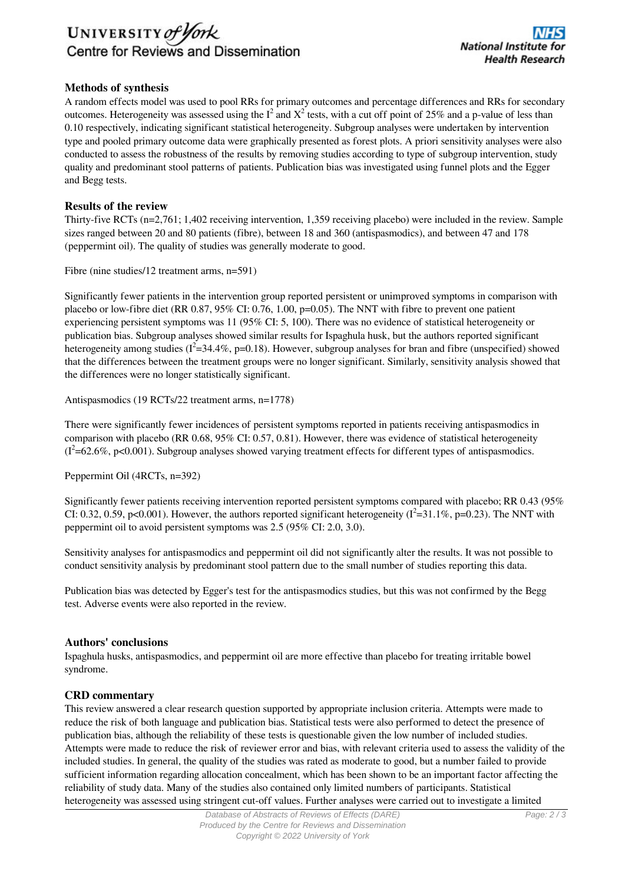## Methods of synthesis

A random effects model was used to pool RRs for primary outcomes and percentage differences and RRs for secondary outcomes. Heterogeneity was assessed using the $I^2$ and $X^2$ tests, with a cut off point of 25% and a p-value of less than 0.10 respectively, indicating significant statistical heterogeneity. Subgroup analyses were undertaken by intervention type and pooled primary outcome data were graphically presented as forest plots. A priori sensitivity analyses were also conducted to assess the robustness of the results by removing studies according to type of subgroup intervention, study quality and predominant stool patterns of patients. Publication bias was investigated using funnel plots and the Egger and Begg tests.

## Results of the review

Thirty-five RCTs (n=2,761; 1,402 receiving intervention, 1,359 receiving placebo) were included in the review. Sample sizes ranged between 20 and 80 patients (fibre), between 18 and 360 (antispasmodics), and between 47 and 178 (peppermint oil). The quality of studies was generally moderate to good.

Fibre (nine studies/12 treatment arms, n=591)

Significantly fewer patients in the intervention group reported persistent or unimproved symptoms in comparison with placebo or low-fibre diet (RR 0.87, 95% CI: 0.76, 1.00, p=0.05). The NNT with fibre to prevent one patient experiencing persistent symptoms was 11 (95% CI: 5, 100). There was no evidence of statistical heterogeneity or publication bias. Subgroup analyses showed similar results for Ispaghula husk, but the authors reported significant heterogeneity among studies ($I^2$=34.4%, p=0.18). However, subgroup analyses for bran and fibre (unspecified) showed that the differences between the treatment groups were no longer significant. Similarly, sensitivity analysis showed that the differences were no longer statistically significant.

Antispasmodics (19 RCTs/22 treatment arms, n=1778)

There were significantly fewer incidences of persistent symptoms reported in patients receiving antispasmodics in comparison with placebo (RR 0.68, 95% CI: 0.57, 0.81). However, there was evidence of statistical heterogeneity ($I^2$=62.6%, p<0.001). Subgroup analyses showed varying treatment effects for different types of antispasmodics.

Peppermint Oil (4RCTs, n=392)

Significantly fewer patients receiving intervention reported persistent symptoms compared with placebo; RR 0.43 (95% CI: 0.32, 0.59, p<0.001). However, the authors reported significant heterogeneity ($I^2$=31.1%, p=0.23). The NNT with peppermint oil to avoid persistent symptoms was 2.5 (95% CI: 2.0, 3.0).

Sensitivity analyses for antispasmodics and peppermint oil did not significantly alter the results. It was not possible to conduct sensitivity analysis by predominant stool pattern due to the small number of studies reporting this data.

Publication bias was detected by Egger's test for the antispasmodics studies, but this was not confirmed by the Begg test. Adverse events were also reported in the review.

## Authors' conclusions

Ispaghula husks, antispasmodics, and peppermint oil are more effective than placebo for treating irritable bowel syndrome.

## CRD commentary

This review answered a clear research question supported by appropriate inclusion criteria. Attempts were made to reduce the risk of both language and publication bias. Statistical tests were also performed to detect the presence of publication bias, although the reliability of these tests is questionable given the low number of included studies. Attempts were made to reduce the risk of reviewer error and bias, with relevant criteria used to assess the validity of the included studies. In general, the quality of the studies was rated as moderate to good, but a number failed to provide sufficient information regarding allocation concealment, which has been shown to be an important factor affecting the reliability of study data. Many of the studies also contained only limited numbers of participants. Statistical heterogeneity was assessed using stringent cut-off values. Further analyses were carried out to investigate a limited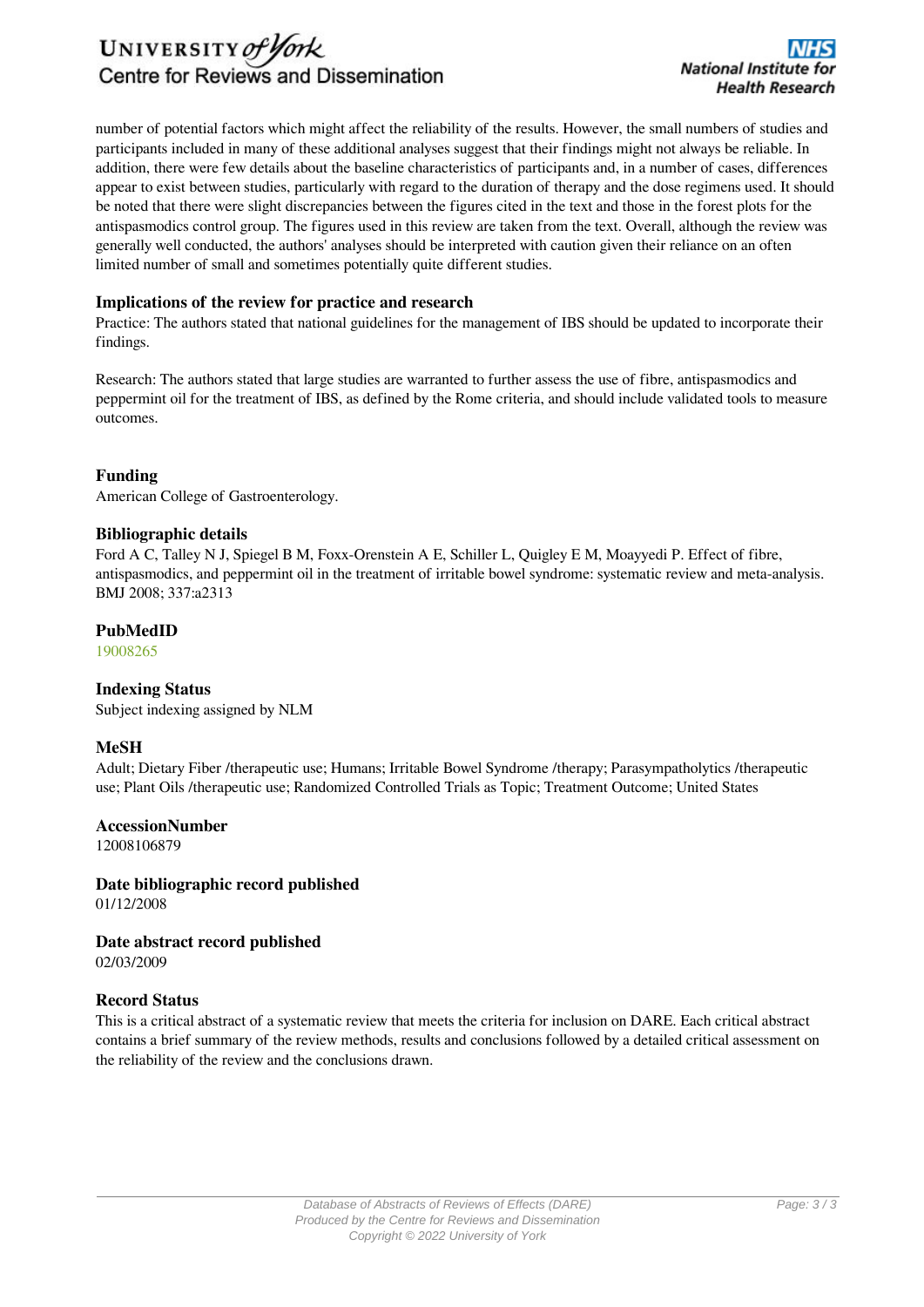number of potential factors which might affect the reliability of the results. However, the small numbers of studies and participants included in many of these additional analyses suggest that their findings might not always be reliable. In addition, there were few details about the baseline characteristics of participants and, in a number of cases, differences appear to exist between studies, particularly with regard to the duration of therapy and the dose regimens used. It should be noted that there were slight discrepancies between the figures cited in the text and those in the forest plots for the antispasmodics control group. The figures used in this review are taken from the text. Overall, although the review was generally well conducted, the authors' analyses should be interpreted with caution given their reliance on an often limited number of small and sometimes potentially quite different studies.

### Implications of the review for practice and research

Practice: The authors stated that national guidelines for the management of IBS should be updated to incorporate their findings.

Research: The authors stated that large studies are warranted to further assess the use of fibre, antispasmodics and peppermint oil for the treatment of IBS, as defined by the Rome criteria, and should include validated tools to measure outcomes.

### Funding

American College of Gastroenterology.

### Bibliographic details

Ford A C, Talley N J, Spiegel B M, Foxx-Orenstein A E, Schiller L, Quigley E M, Moayyedi P. Effect of fibre, antispasmodics, and peppermint oil in the treatment of irritable bowel syndrome: systematic review and meta-analysis. BMJ 2008; 337:a2313

### PubMedID

19008265

### Indexing Status

Subject indexing assigned by NLM

### MeSH

Adult; Dietary Fiber /therapeutic use; Humans; Irritable Bowel Syndrome /therapy; Parasympatholytics /therapeutic use; Plant Oils /therapeutic use; Randomized Controlled Trials as Topic; Treatment Outcome; United States

### AccessionNumber

12008106879

### Date bibliographic record published

01/12/2008

### Date abstract record published

02/03/2009

### Record Status

This is a critical abstract of a systematic review that meets the criteria for inclusion on DARE. Each critical abstract contains a brief summary of the review methods, results and conclusions followed by a detailed critical assessment on the reliability of the review and the conclusions drawn.